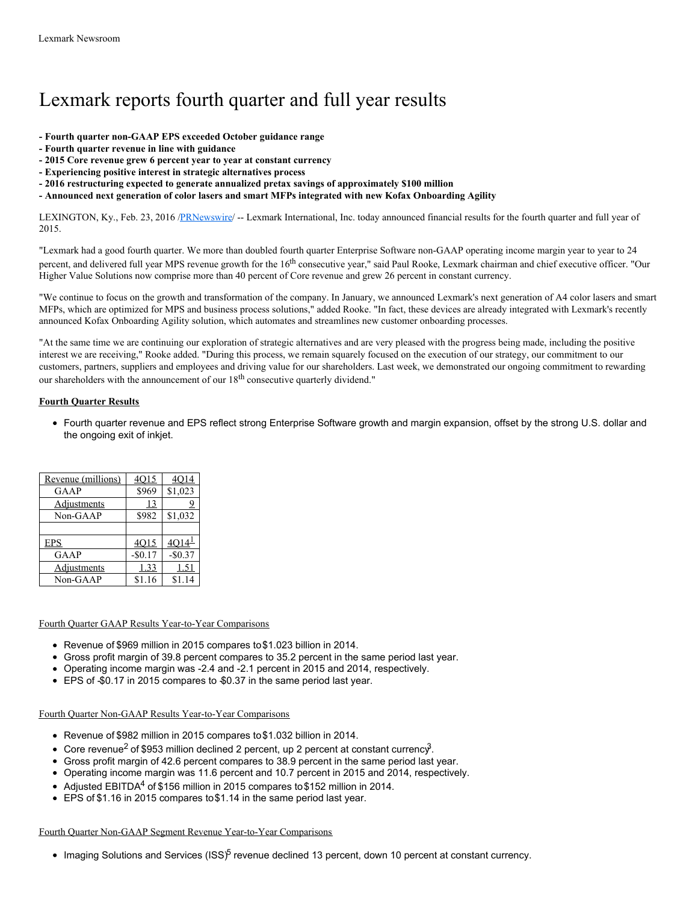# Lexmark reports fourth quarter and full year results

**- Fourth quarter non-GAAP EPS exceeded October guidance range**
**- Fourth quarter revenue in line with guidance**
**- 2015 Core revenue grew 6 percent year to year at constant currency**
**- Experiencing positive interest in strategic alternatives process**
**- 2016 restructuring expected to generate annualized pretax savings of approximately $100 million**
**- Announced next generation of color lasers and smart MFPs integrated with new Kofax Onboarding Agility**

LEXINGTON, Ky., Feb. 23, 2016 /PRNewswire/ -- Lexmark International, Inc. today announced financial results for the fourth quarter and full year of 2015.

"Lexmark had a good fourth quarter. We more than doubled fourth quarter Enterprise Software non-GAAP operating income margin year to year to 24 percent, and delivered full year MPS revenue growth for the 16th consecutive year," said Paul Rooke, Lexmark chairman and chief executive officer. "Our Higher Value Solutions now comprise more than 40 percent of Core revenue and grew 26 percent in constant currency.

"We continue to focus on the growth and transformation of the company. In January, we announced Lexmark's next generation of A4 color lasers and smart MFPs, which are optimized for MPS and business process solutions," added Rooke. "In fact, these devices are already integrated with Lexmark's recently announced Kofax Onboarding Agility solution, which automates and streamlines new customer onboarding processes.

"At the same time we are continuing our exploration of strategic alternatives and are very pleased with the progress being made, including the positive interest we are receiving," Rooke added. "During this process, we remain squarely focused on the execution of our strategy, our commitment to our customers, partners, suppliers and employees and driving value for our shareholders. Last week, we demonstrated our ongoing commitment to rewarding our shareholders with the announcement of our 18th consecutive quarterly dividend."

**Fourth Quarter Results**

- Fourth quarter revenue and EPS reflect strong Enterprise Software growth and margin expansion, offset by the strong U.S. dollar and the ongoing exit of inkjet.

| Revenue (millions) | 4Q15 | 4Q14 |
|---|---|---|
| GAAP | $969 | $1,023 |
| Adjustments | 13 | 9 |
| Non-GAAP | $982 | $1,032 |
| | | |
| EPS | 4Q15 | 4Q14[1] |
| GAAP | -$0.17 | -$0.37 |
| Adjustments | 1.33 | 1.51 |
| Non-GAAP | $1.16 | $1.14 |

Fourth Quarter GAAP Results Year-to-Year Comparisons

- Revenue of $969 million in 2015 compares to $1.023 billion in 2014.
- Gross profit margin of 39.8 percent compares to 35.2 percent in the same period last year.
- Operating income margin was -2.4 and -2.1 percent in 2015 and 2014, respectively.
- EPS of -$0.17 in 2015 compares to -$0.37 in the same period last year.

Fourth Quarter Non-GAAP Results Year-to-Year Comparisons

- Revenue of $982 million in 2015 compares to $1.032 billion in 2014.
- Core revenue[2] of $953 million declined 2 percent, up 2 percent at constant currency[3].
- Gross profit margin of 42.6 percent compares to 38.9 percent in the same period last year.
- Operating income margin was 11.6 percent and 10.7 percent in 2015 and 2014, respectively.
- Adjusted EBITDA[4] of $156 million in 2015 compares to $152 million in 2014.
- EPS of $1.16 in 2015 compares to $1.14 in the same period last year.

Fourth Quarter Non-GAAP Segment Revenue Year-to-Year Comparisons

- Imaging Solutions and Services (ISS)[5] revenue declined 13 percent, down 10 percent at constant currency.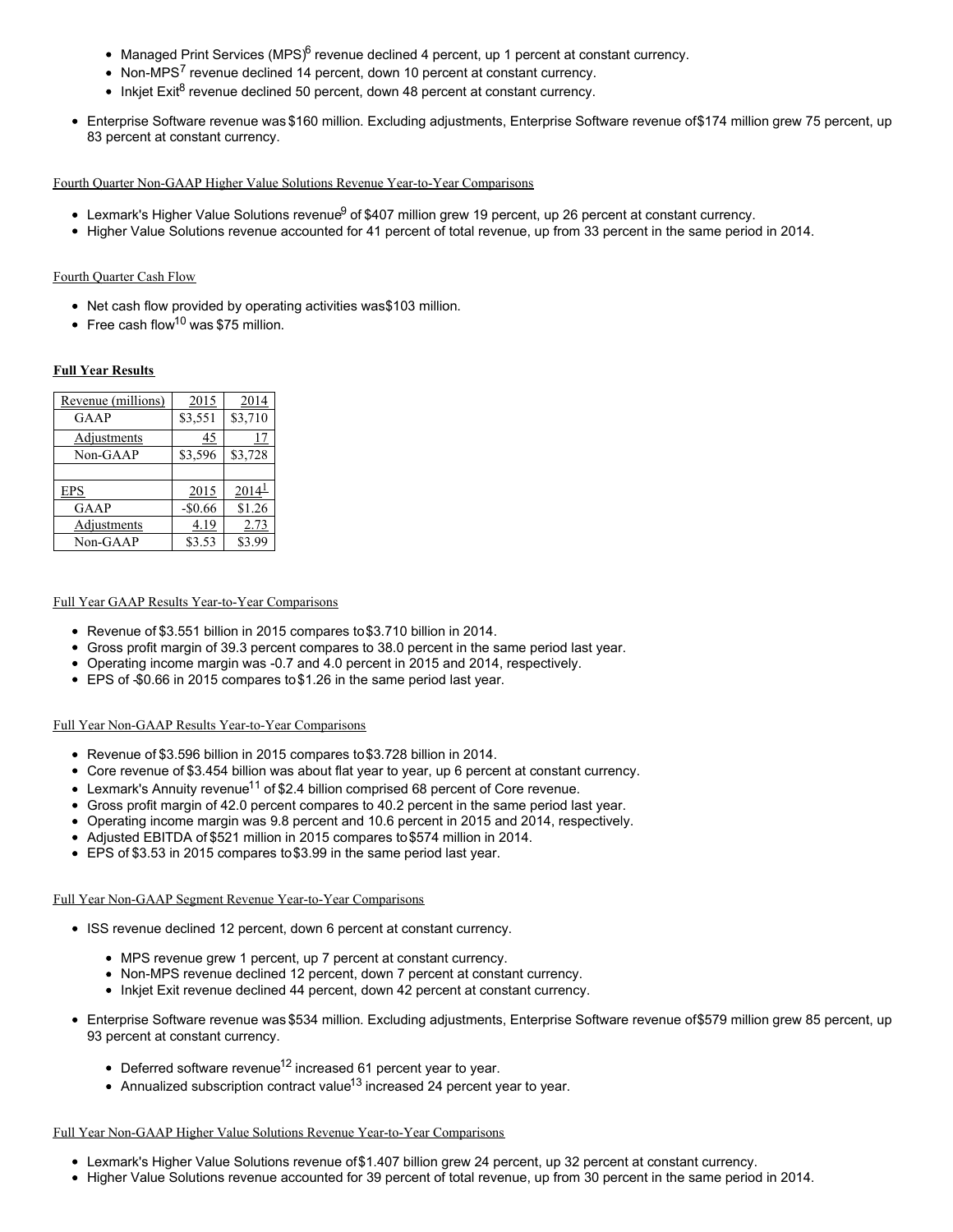- Managed Print Services (MPS)[6] revenue declined 4 percent, up 1 percent at constant currency.
    - Non-MPS[7] revenue declined 14 percent, down 10 percent at constant currency.
    - Inkjet Exit[8] revenue declined 50 percent, down 48 percent at constant currency.

- Enterprise Software revenue was $160 million. Excluding adjustments, Enterprise Software revenue of $174 million grew 75 percent, up 83 percent at constant currency.

Fourth Quarter Non-GAAP Higher Value Solutions Revenue Year-to-Year Comparisons

- Lexmark's Higher Value Solutions revenue[9] of $407 million grew 19 percent, up 26 percent at constant currency.
- Higher Value Solutions revenue accounted for 41 percent of total revenue, up from 33 percent in the same period in 2014.

Fourth Quarter Cash Flow

- Net cash flow provided by operating activities was $103 million.
- Free cash flow[10] was $75 million.

**Full Year Results**

| Revenue (millions) | 2015 | 2014 |
|---|---|---|
| GAAP | $3,551 | $3,710 |
| Adjustments | 45 | 17 |
| Non-GAAP | $3,596 | $3,728 |
| | | |
| EPS | 2015 | 2014[1] |
| GAAP | -$0.66 | $1.26 |
| Adjustments | 4.19 | 2.73 |
| Non-GAAP | $3.53 | $3.99 |

Full Year GAAP Results Year-to-Year Comparisons

- Revenue of $3.551 billion in 2015 compares to $3.710 billion in 2014.
- Gross profit margin of 39.3 percent compares to 38.0 percent in the same period last year.
- Operating income margin was -0.7 and 4.0 percent in 2015 and 2014, respectively.
- EPS of -$0.66 in 2015 compares to $1.26 in the same period last year.

Full Year Non-GAAP Results Year-to-Year Comparisons

- Revenue of $3.596 billion in 2015 compares to $3.728 billion in 2014.
- Core revenue of $3.454 billion was about flat year to year, up 6 percent at constant currency.
- Lexmark's Annuity revenue[11] of $2.4 billion comprised 68 percent of Core revenue.
- Gross profit margin of 42.0 percent compares to 40.2 percent in the same period last year.
- Operating income margin was 9.8 percent and 10.6 percent in 2015 and 2014, respectively.
- Adjusted EBITDA of $521 million in 2015 compares to $574 million in 2014.
- EPS of $3.53 in 2015 compares to $3.99 in the same period last year.

Full Year Non-GAAP Segment Revenue Year-to-Year Comparisons

- ISS revenue declined 12 percent, down 6 percent at constant currency.
    - MPS revenue grew 1 percent, up 7 percent at constant currency.
    - Non-MPS revenue declined 12 percent, down 7 percent at constant currency.
    - Inkjet Exit revenue declined 44 percent, down 42 percent at constant currency.
- Enterprise Software revenue was $534 million. Excluding adjustments, Enterprise Software revenue of $579 million grew 85 percent, up 93 percent at constant currency.
    - Deferred software revenue[12] increased 61 percent year to year.
    - Annualized subscription contract value[13] increased 24 percent year to year.

Full Year Non-GAAP Higher Value Solutions Revenue Year-to-Year Comparisons

- Lexmark's Higher Value Solutions revenue of $1.407 billion grew 24 percent, up 32 percent at constant currency.
- Higher Value Solutions revenue accounted for 39 percent of total revenue, up from 30 percent in the same period in 2014.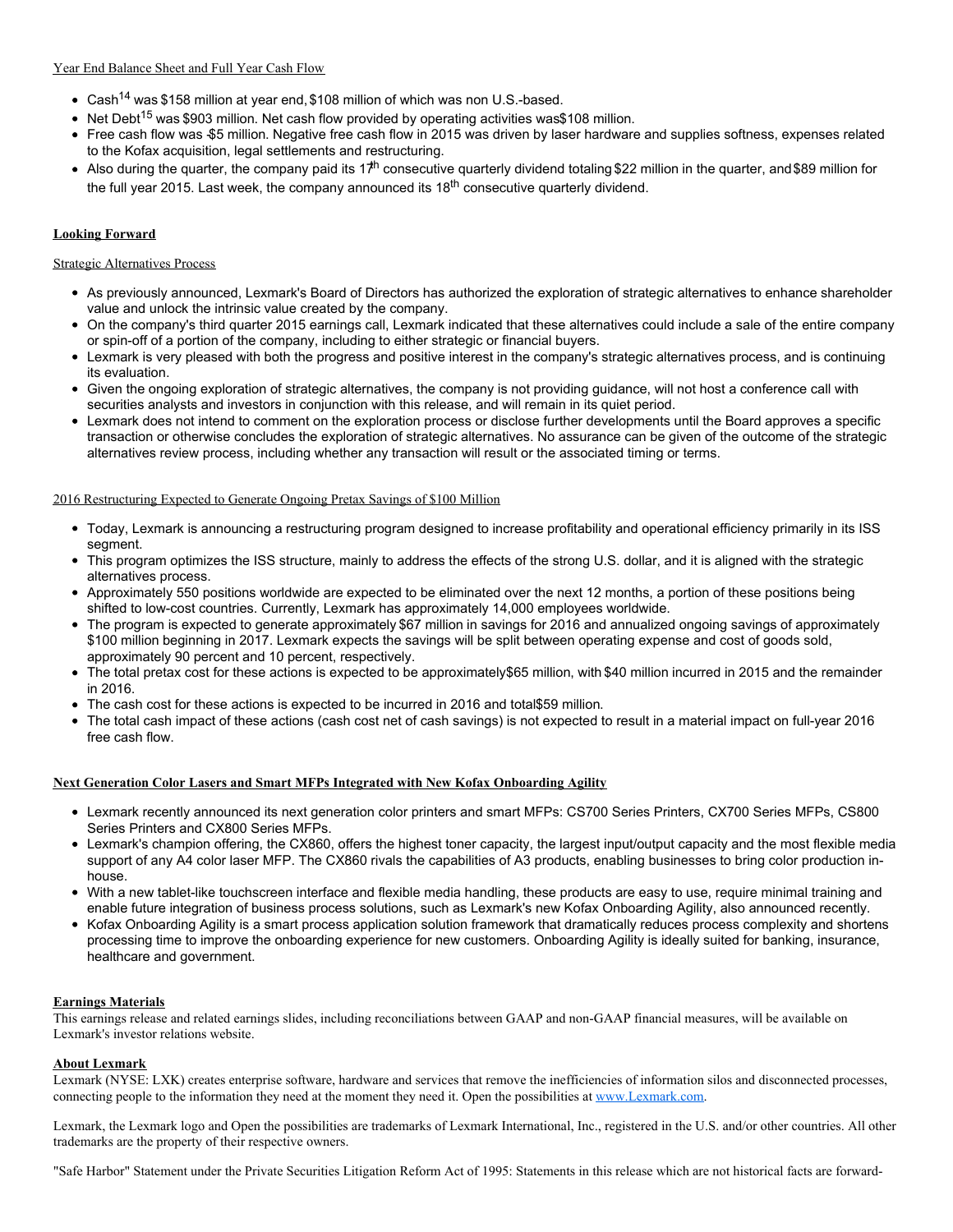Year End Balance Sheet and Full Year Cash Flow

- Cash[14] was $158 million at year end, $108 million of which was non U.S.-based.
- Net Debt[15] was $903 million. Net cash flow provided by operating activities was $108 million.
- Free cash flow was -$5 million. Negative free cash flow in 2015 was driven by laser hardware and supplies softness, expenses related to the Kofax acquisition, legal settlements and restructuring.
- Also during the quarter, the company paid its 17th consecutive quarterly dividend totaling $22 million in the quarter, and $89 million for the full year 2015. Last week, the company announced its 18th consecutive quarterly dividend.

**Looking Forward**

Strategic Alternatives Process

- As previously announced, Lexmark's Board of Directors has authorized the exploration of strategic alternatives to enhance shareholder value and unlock the intrinsic value created by the company.
- On the company's third quarter 2015 earnings call, Lexmark indicated that these alternatives could include a sale of the entire company or spin-off of a portion of the company, including to either strategic or financial buyers.
- Lexmark is very pleased with both the progress and positive interest in the company's strategic alternatives process, and is continuing its evaluation.
- Given the ongoing exploration of strategic alternatives, the company is not providing guidance, will not host a conference call with securities analysts and investors in conjunction with this release, and will remain in its quiet period.
- Lexmark does not intend to comment on the exploration process or disclose further developments until the Board approves a specific transaction or otherwise concludes the exploration of strategic alternatives. No assurance can be given of the outcome of the strategic alternatives review process, including whether any transaction will result or the associated timing or terms.

2016 Restructuring Expected to Generate Ongoing Pretax Savings of $100 Million

- Today, Lexmark is announcing a restructuring program designed to increase profitability and operational efficiency primarily in its ISS segment.
- This program optimizes the ISS structure, mainly to address the effects of the strong U.S. dollar, and it is aligned with the strategic alternatives process.
- Approximately 550 positions worldwide are expected to be eliminated over the next 12 months, a portion of these positions being shifted to low-cost countries. Currently, Lexmark has approximately 14,000 employees worldwide.
- The program is expected to generate approximately $67 million in savings for 2016 and annualized ongoing savings of approximately $100 million beginning in 2017. Lexmark expects the savings will be split between operating expense and cost of goods sold, approximately 90 percent and 10 percent, respectively.
- The total pretax cost for these actions is expected to be approximately $65 million, with $40 million incurred in 2015 and the remainder in 2016.
- The cash cost for these actions is expected to be incurred in 2016 and total $59 million.
- The total cash impact of these actions (cash cost net of cash savings) is not expected to result in a material impact on full-year 2016 free cash flow.

**Next Generation Color Lasers and Smart MFPs Integrated with New Kofax Onboarding Agility**

- Lexmark recently announced its next generation color printers and smart MFPs: CS700 Series Printers, CX700 Series MFPs, CS800 Series Printers and CX800 Series MFPs.
- Lexmark's champion offering, the CX860, offers the highest toner capacity, the largest input/output capacity and the most flexible media support of any A4 color laser MFP. The CX860 rivals the capabilities of A3 products, enabling businesses to bring color production in-house.
- With a new tablet-like touchscreen interface and flexible media handling, these products are easy to use, require minimal training and enable future integration of business process solutions, such as Lexmark's new Kofax Onboarding Agility, also announced recently.
- Kofax Onboarding Agility is a smart process application solution framework that dramatically reduces process complexity and shortens processing time to improve the onboarding experience for new customers. Onboarding Agility is ideally suited for banking, insurance, healthcare and government.

**Earnings Materials**

This earnings release and related earnings slides, including reconciliations between GAAP and non-GAAP financial measures, will be available on Lexmark's investor relations website.

**About Lexmark**

Lexmark (NYSE: LXK) creates enterprise software, hardware and services that remove the inefficiencies of information silos and disconnected processes, connecting people to the information they need at the moment they need it. Open the possibilities at www.Lexmark.com.

Lexmark, the Lexmark logo and Open the possibilities are trademarks of Lexmark International, Inc., registered in the U.S. and/or other countries. All other trademarks are the property of their respective owners.

"Safe Harbor" Statement under the Private Securities Litigation Reform Act of 1995: Statements in this release which are not historical facts are forward-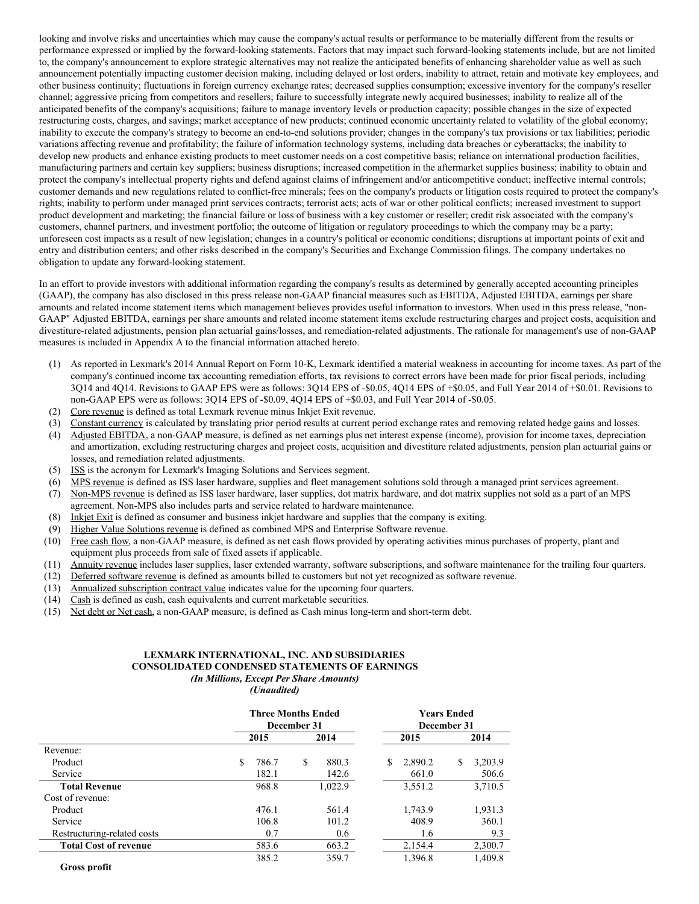looking and involve risks and uncertainties which may cause the company's actual results or performance to be materially different from the results or performance expressed or implied by the forward-looking statements. Factors that may impact such forward-looking statements include, but are not limited to, the company's announcement to explore strategic alternatives may not realize the anticipated benefits of enhancing shareholder value as well as such announcement potentially impacting customer decision making, including delayed or lost orders, inability to attract, retain and motivate key employees, and other business continuity; fluctuations in foreign currency exchange rates; decreased supplies consumption; excessive inventory for the company's reseller channel; aggressive pricing from competitors and resellers; failure to successfully integrate newly acquired businesses; inability to realize all of the anticipated benefits of the company's acquisitions; failure to manage inventory levels or production capacity; possible changes in the size of expected restructuring costs, charges, and savings; market acceptance of new products; continued economic uncertainty related to volatility of the global economy; inability to execute the company's strategy to become an end-to-end solutions provider; changes in the company's tax provisions or tax liabilities; periodic variations affecting revenue and profitability; the failure of information technology systems, including data breaches or cyberattacks; the inability to develop new products and enhance existing products to meet customer needs on a cost competitive basis; reliance on international production facilities, manufacturing partners and certain key suppliers; business disruptions; increased competition in the aftermarket supplies business; inability to obtain and protect the company's intellectual property rights and defend against claims of infringement and/or anticompetitive conduct; ineffective internal controls; customer demands and new regulations related to conflict-free minerals; fees on the company's products or litigation costs required to protect the company's rights; inability to perform under managed print services contracts; terrorist acts; acts of war or other political conflicts; increased investment to support product development and marketing; the financial failure or loss of business with a key customer or reseller; credit risk associated with the company's customers, channel partners, and investment portfolio; the outcome of litigation or regulatory proceedings to which the company may be a party; unforeseen cost impacts as a result of new legislation; changes in a country's political or economic conditions; disruptions at important points of exit and entry and distribution centers; and other risks described in the company's Securities and Exchange Commission filings. The company undertakes no obligation to update any forward-looking statement.

In an effort to provide investors with additional information regarding the company's results as determined by generally accepted accounting principles (GAAP), the company has also disclosed in this press release non-GAAP financial measures such as EBITDA, Adjusted EBITDA, earnings per share amounts and related income statement items which management believes provides useful information to investors. When used in this press release, "non-GAAP" Adjusted EBITDA, earnings per share amounts and related income statement items exclude restructuring charges and project costs, acquisition and divestiture-related adjustments, pension plan actuarial gains/losses, and remediation-related adjustments. The rationale for management's use of non-GAAP measures is included in Appendix A to the financial information attached hereto.

1. As reported in Lexmark's 2014 Annual Report on Form 10-K, Lexmark identified a material weakness in accounting for income taxes. As part of the company's continued income tax accounting remediation efforts, tax revisions to correct errors have been made for prior fiscal periods, including 3Q14 and 4Q14. Revisions to GAAP EPS were as follows: 3Q14 EPS of -$0.05, 4Q14 EPS of +$0.05, and Full Year 2014 of +$0.01. Revisions to non-GAAP EPS were as follows: 3Q14 EPS of -$0.09, 4Q14 EPS of +$0.03, and Full Year 2014 of -$0.05.
2. Core revenue is defined as total Lexmark revenue minus Inkjet Exit revenue.
3. Constant currency is calculated by translating prior period results at current period exchange rates and removing related hedge gains and losses.
4. Adjusted EBITDA, a non-GAAP measure, is defined as net earnings plus net interest expense (income), provision for income taxes, depreciation and amortization, excluding restructuring charges and project costs, acquisition and divestiture related adjustments, pension plan actuarial gains or losses, and remediation related adjustments.
5. ISS is the acronym for Lexmark's Imaging Solutions and Services segment.
6. MPS revenue is defined as ISS laser hardware, supplies and fleet management solutions sold through a managed print services agreement.
7. Non-MPS revenue is defined as ISS laser hardware, laser supplies, dot matrix hardware, and dot matrix supplies not sold as a part of an MPS agreement. Non-MPS also includes parts and service related to hardware maintenance.
8. Inkjet Exit is defined as consumer and business inkjet hardware and supplies that the company is exiting.
9. Higher Value Solutions revenue is defined as combined MPS and Enterprise Software revenue.
10. Free cash flow, a non-GAAP measure, is defined as net cash flows provided by operating activities minus purchases of property, plant and equipment plus proceeds from sale of fixed assets if applicable.
11. Annuity revenue includes laser supplies, laser extended warranty, software subscriptions, and software maintenance for the trailing four quarters.
12. Deferred software revenue is defined as amounts billed to customers but not yet recognized as software revenue.
13. Annualized subscription contract value indicates value for the upcoming four quarters.
14. Cash is defined as cash, cash equivalents and current marketable securities.
15. Net debt or Net cash, a non-GAAP measure, is defined as Cash minus long-term and short-term debt.

**LEXMARK INTERNATIONAL, INC. AND SUBSIDIARIES**
**CONSOLIDATED CONDENSED STATEMENTS OF EARNINGS**
***(In Millions, Except Per Share Amounts)***
***(Unaudited)***

| | Three Months Ended December 31 | | Years Ended December 31 | |
|---|---|---|---|---|
| | **2015** | **2014** | **2015** | **2014** |
| Revenue: | | | | |
| Product | $ 786.7 | $ 880.3 | $ 2,890.2 | $ 3,203.9 |
| Service | 182.1 | 142.6 | 661.0 | 506.6 |
| **Total Revenue** | 968.8 | 1,022.9 | 3,551.2 | 3,710.5 |
| Cost of revenue: | | | | |
| Product | 476.1 | 561.4 | 1,743.9 | 1,931.3 |
| Service | 106.8 | 101.2 | 408.9 | 360.1 |
| Restructuring-related costs | 0.7 | 0.6 | 1.6 | 9.3 |
| **Total Cost of revenue** | 583.6 | 663.2 | 2,154.4 | 2,300.7 |
| **Gross profit** | 385.2 | 359.7 | 1,396.8 | 1,409.8 |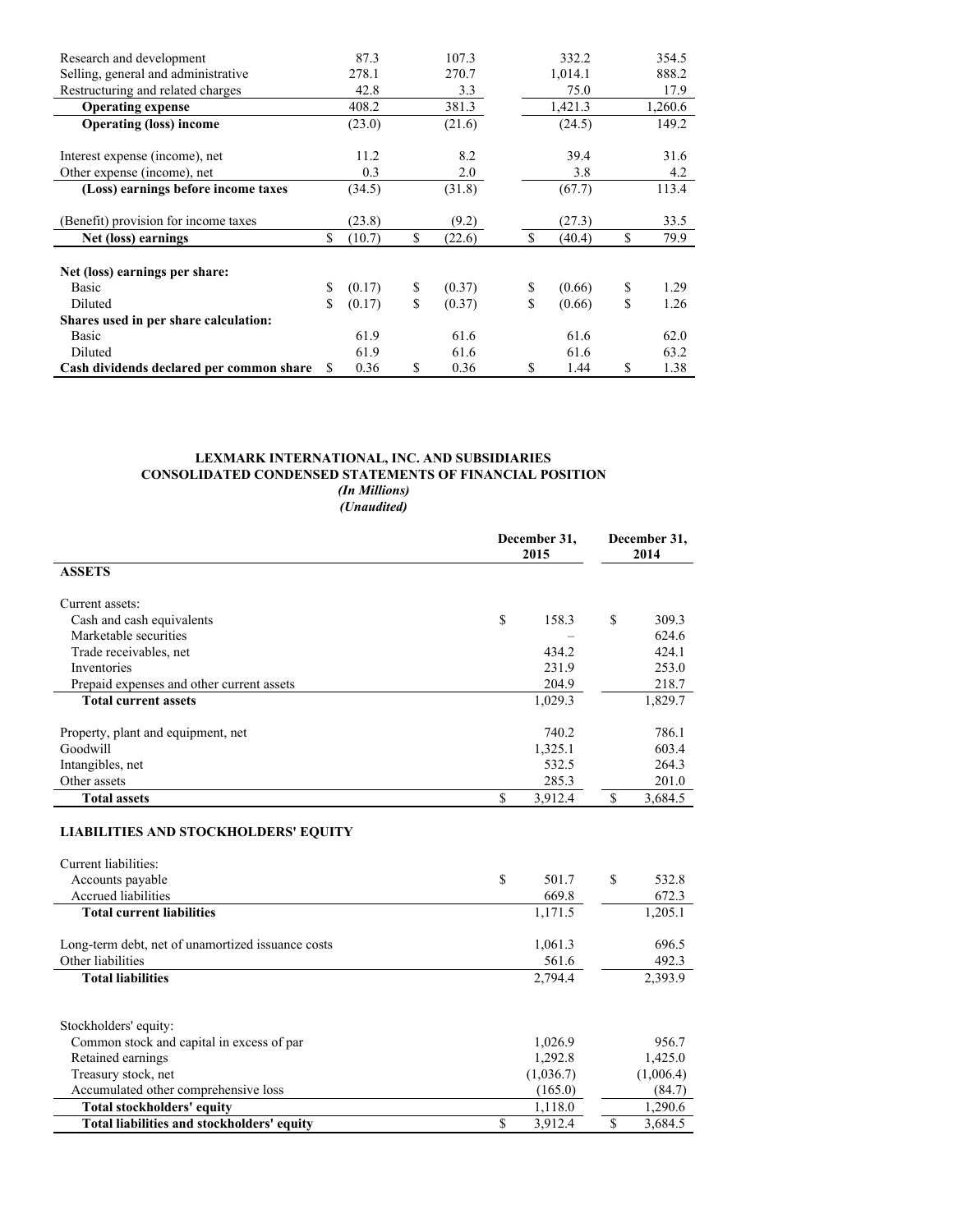| | | | | |
|---|---|---|---|---|
| Research and development | 87.3 | 107.3 | 332.2 | 354.5 |
| Selling, general and administrative | 278.1 | 270.7 | 1,014.1 | 888.2 |
| Restructuring and related charges | 42.8 | 3.3 | 75.0 | 17.9 |
| **Operating expense** | 408.2 | 381.3 | 1,421.3 | 1,260.6 |
| **Operating (loss) income** | (23.0) | (21.6) | (24.5) | 149.2 |
| | | | | |
| Interest expense (income), net | 11.2 | 8.2 | 39.4 | 31.6 |
| Other expense (income), net | 0.3 | 2.0 | 3.8 | 4.2 |
| **(Loss) earnings before income taxes** | (34.5) | (31.8) | (67.7) | 113.4 |
| | | | | |
| (Benefit) provision for income taxes | (23.8) | (9.2) | (27.3) | 33.5 |
| **Net (loss) earnings** | $ (10.7) | $ (22.6) | $ (40.4) | $ 79.9 |
| | | | | |
| **Net (loss) earnings per share:** | | | | |
| Basic | $ (0.17) | $ (0.37) | $ (0.66) | $ 1.29 |
| Diluted | $ (0.17) | $ (0.37) | $ (0.66) | $ 1.26 |
| **Shares used in per share calculation:** | | | | |
| Basic | 61.9 | 61.6 | 61.6 | 62.0 |
| Diluted | 61.9 | 61.6 | 61.6 | 63.2 |
| **Cash dividends declared per common share** | $ 0.36 | $ 0.36 | $ 1.44 | $ 1.38 |

**LEXMARK INTERNATIONAL, INC. AND SUBSIDIARIES**
**CONSOLIDATED CONDENSED STATEMENTS OF FINANCIAL POSITION**
***(In Millions)***
***(Unaudited)***

| | December 31, 2015 | December 31, 2014 |
|---|---|---|
| **ASSETS** | | |
| | | |
| Current assets: | | |
| Cash and cash equivalents | $ 158.3 | $ 309.3 |
| Marketable securities | – | 624.6 |
| Trade receivables, net | 434.2 | 424.1 |
| Inventories | 231.9 | 253.0 |
| Prepaid expenses and other current assets | 204.9 | 218.7 |
| **Total current assets** | 1,029.3 | 1,829.7 |
| | | |
| Property, plant and equipment, net | 740.2 | 786.1 |
| Goodwill | 1,325.1 | 603.4 |
| Intangibles, net | 532.5 | 264.3 |
| Other assets | 285.3 | 201.0 |
| **Total assets** | $ 3,912.4 | $ 3,684.5 |
| | | |
| **LIABILITIES AND STOCKHOLDERS' EQUITY** | | |
| | | |
| Current liabilities: | | |
| Accounts payable | $ 501.7 | $ 532.8 |
| Accrued liabilities | 669.8 | 672.3 |
| **Total current liabilities** | 1,171.5 | 1,205.1 |
| | | |
| Long-term debt, net of unamortized issuance costs | 1,061.3 | 696.5 |
| Other liabilities | 561.6 | 492.3 |
| **Total liabilities** | 2,794.4 | 2,393.9 |
| | | |
| Stockholders' equity: | | |
| Common stock and capital in excess of par | 1,026.9 | 956.7 |
| Retained earnings | 1,292.8 | 1,425.0 |
| Treasury stock, net | (1,036.7) | (1,006.4) |
| Accumulated other comprehensive loss | (165.0) | (84.7) |
| **Total stockholders' equity** | 1,118.0 | 1,290.6 |
| **Total liabilities and stockholders' equity** | $ 3,912.4 | $ 3,684.5 |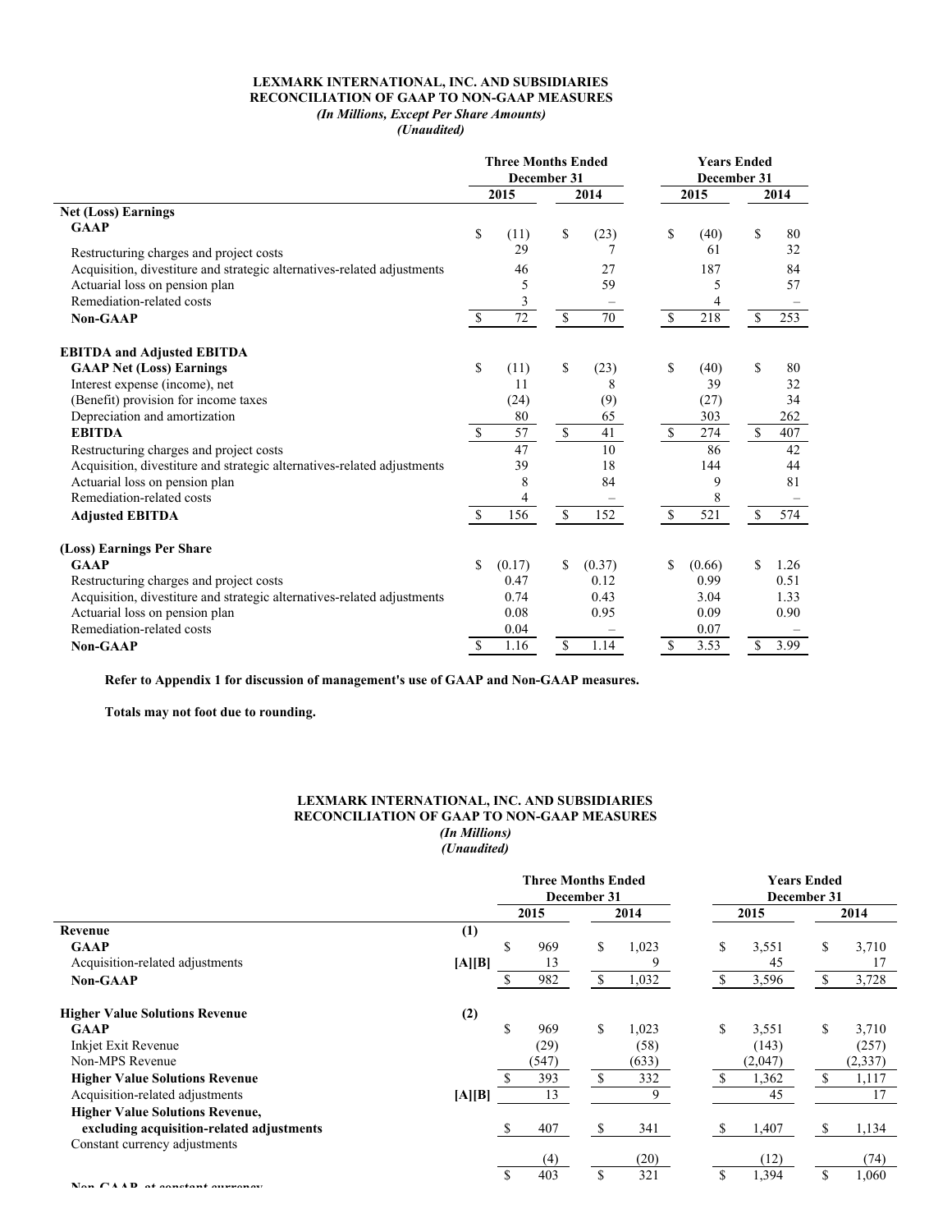**LEXMARK INTERNATIONAL, INC. AND SUBSIDIARIES**
**RECONCILIATION OF GAAP TO NON-GAAP MEASURES**
*(In Millions, Except Per Share Amounts)*
*(Unaudited)*

| | Three Months Ended December 31 | | Years Ended December 31 | |
|---|---|---|---|---|
| | 2015 | 2014 | 2015 | 2014 |
| **Net (Loss) Earnings** | | | | |
| **GAAP** | $ (11) | $ (23) | $ (40) | $ 80 |
| Restructuring charges and project costs | 29 | 7 | 61 | 32 |
| Acquisition, divestiture and strategic alternatives-related adjustments | 46 | 27 | 187 | 84 |
| Actuarial loss on pension plan | 5 | 59 | 5 | 57 |
| Remediation-related costs | 3 | – | 4 | – |
| **Non-GAAP** | $ 72 | $ 70 | $ 218 | $ 253 |
| | | | | |
| **EBITDA and Adjusted EBITDA** | | | | |
| **GAAP Net (Loss) Earnings** | $ (11) | $ (23) | $ (40) | $ 80 |
| Interest expense (income), net | 11 | 8 | 39 | 32 |
| (Benefit) provision for income taxes | (24) | (9) | (27) | 34 |
| Depreciation and amortization | 80 | 65 | 303 | 262 |
| **EBITDA** | $ 57 | $ 41 | $ 274 | $ 407 |
| Restructuring charges and project costs | 47 | 10 | 86 | 42 |
| Acquisition, divestiture and strategic alternatives-related adjustments | 39 | 18 | 144 | 44 |
| Actuarial loss on pension plan | 8 | 84 | 9 | 81 |
| Remediation-related costs | 4 | – | 8 | – |
| **Adjusted EBITDA** | $ 156 | $ 152 | $ 521 | $ 574 |
| | | | | |
| **(Loss) Earnings Per Share** | | | | |
| **GAAP** | $ (0.17) | $ (0.37) | $ (0.66) | $ 1.26 |
| Restructuring charges and project costs | 0.47 | 0.12 | 0.99 | 0.51 |
| Acquisition, divestiture and strategic alternatives-related adjustments | 0.74 | 0.43 | 3.04 | 1.33 |
| Actuarial loss on pension plan | 0.08 | 0.95 | 0.09 | 0.90 |
| Remediation-related costs | 0.04 | – | 0.07 | – |
| **Non-GAAP** | $ 1.16 | $ 1.14 | $ 3.53 | $ 3.99 |

**Refer to Appendix 1 for discussion of management's use of GAAP and Non-GAAP measures.**

**Totals may not foot due to rounding.**

**LEXMARK INTERNATIONAL, INC. AND SUBSIDIARIES**
**RECONCILIATION OF GAAP TO NON-GAAP MEASURES**
*(In Millions)*
*(Unaudited)*

| | | Three Months Ended December 31 | | Years Ended December 31 | |
|---|---|---|---|---|---|
| | | 2015 | 2014 | 2015 | 2014 |
| **Revenue** | (1) | | | | |
| **GAAP** | | $ 969 | $ 1,023 | $ 3,551 | $ 3,710 |
| Acquisition-related adjustments | [A][B] | 13 | 9 | 45 | 17 |
| **Non-GAAP** | | $ 982 | $ 1,032 | $ 3,596 | $ 3,728 |
| | | | | | |
| **Higher Value Solutions Revenue** | (2) | | | | |
| **GAAP** | | $ 969 | $ 1,023 | $ 3,551 | $ 3,710 |
| Inkjet Exit Revenue | | (29) | (58) | (143) | (257) |
| Non-MPS Revenue | | (547) | (633) | (2,047) | (2,337) |
| **Higher Value Solutions Revenue** | | $ 393 | $ 332 | $ 1,362 | $ 1,117 |
| Acquisition-related adjustments | [A][B] | 13 | 9 | 45 | 17 |
| **Higher Value Solutions Revenue, excluding acquisition-related adjustments** | | $ 407 | $ 341 | $ 1,407 | $ 1,134 |
| Constant currency adjustments | | (4) | (20) | (12) | (74) |
| Non-GAAP at constant currency | | $ 403 | $ 321 | $ 1,394 | $ 1,060 |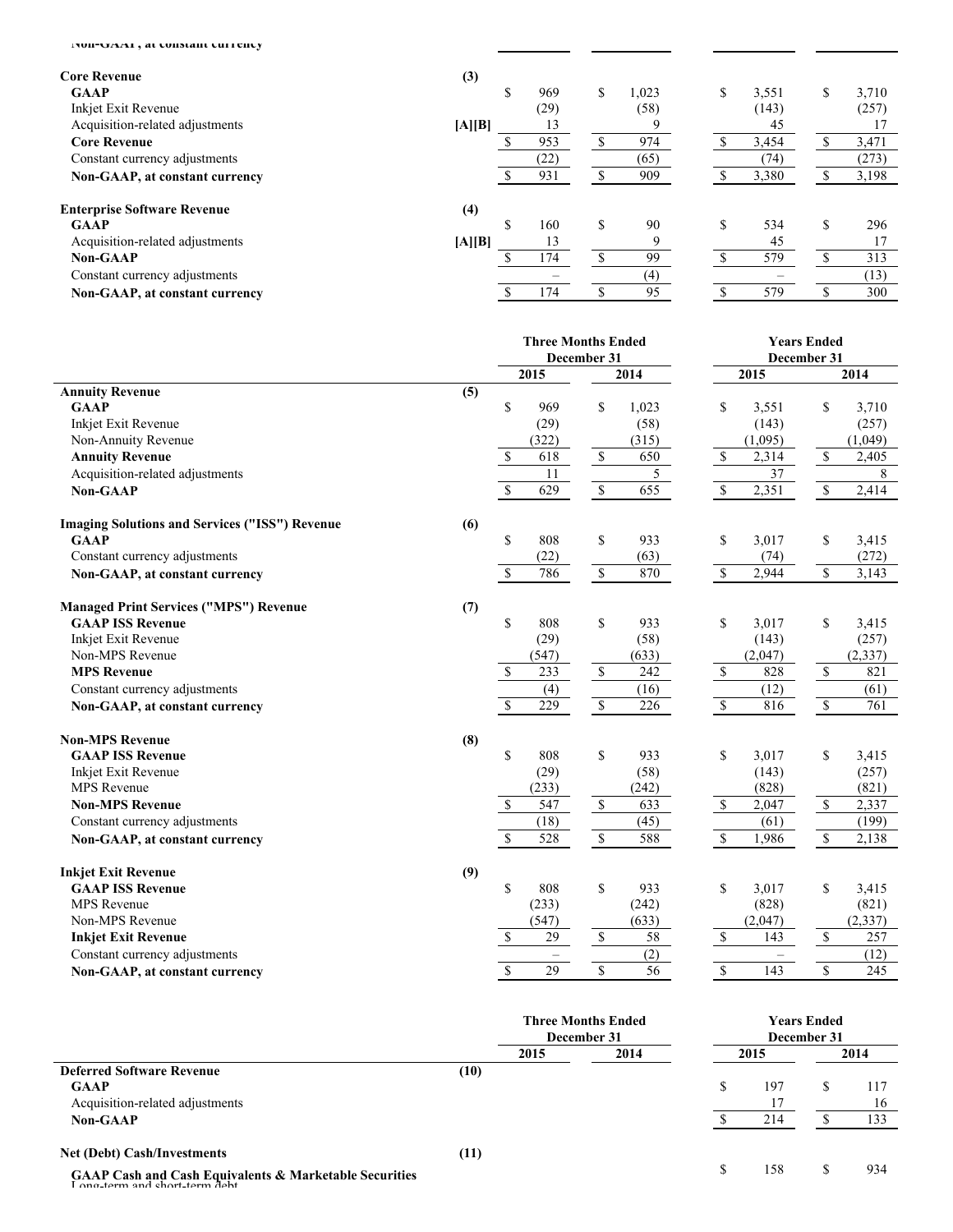| | | Three Months Ended December 31 | | Years Ended December 31 | |
|---|---|---|---|---|---|
| | | 2015 | 2014 | 2015 | 2014 |
| Non-GAAP, at constant currency | | | | | |
| **Core Revenue** | (3) | | | | |
| **GAAP** | | $ 969 | $ 1,023 | $ 3,551 | $ 3,710 |
| Inkjet Exit Revenue | | (29) | (58) | (143) | (257) |
| Acquisition-related adjustments | [A][B] | 13 | 9 | 45 | 17 |
| **Core Revenue** | | $ 953 | $ 974 | $ 3,454 | $ 3,471 |
| Constant currency adjustments | | (22) | (65) | (74) | (273) |
| **Non-GAAP, at constant currency** | | $ 931 | $ 909 | $ 3,380 | $ 3,198 |
| | | | | | |
| **Enterprise Software Revenue** | (4) | | | | |
| **GAAP** | | $ 160 | $ 90 | $ 534 | $ 296 |
| Acquisition-related adjustments | [A][B] | 13 | 9 | 45 | 17 |
| **Non-GAAP** | | $ 174 | $ 99 | $ 579 | $ 313 |
| Constant currency adjustments | | – | (4) | – | (13) |
| **Non-GAAP, at constant currency** | | $ 174 | $ 95 | $ 579 | $ 300 |

| | | Three Months Ended December 31 | | Years Ended December 31 | |
|---|---|---|---|---|---|
| | | 2015 | 2014 | 2015 | 2014 |
| **Annuity Revenue** | (5) | | | | |
| **GAAP** | | $ 969 | $ 1,023 | $ 3,551 | $ 3,710 |
| Inkjet Exit Revenue | | (29) | (58) | (143) | (257) |
| Non-Annuity Revenue | | (322) | (315) | (1,095) | (1,049) |
| **Annuity Revenue** | | $ 618 | $ 650 | $ 2,314 | $ 2,405 |
| Acquisition-related adjustments | | 11 | 5 | 37 | 8 |
| **Non-GAAP** | | $ 629 | $ 655 | $ 2,351 | $ 2,414 |
| | | | | | |
| **Imaging Solutions and Services ("ISS") Revenue** | (6) | | | | |
| **GAAP** | | $ 808 | $ 933 | $ 3,017 | $ 3,415 |
| Constant currency adjustments | | (22) | (63) | (74) | (272) |
| **Non-GAAP, at constant currency** | | $ 786 | $ 870 | $ 2,944 | $ 3,143 |
| | | | | | |
| **Managed Print Services ("MPS") Revenue** | (7) | | | | |
| **GAAP ISS Revenue** | | $ 808 | $ 933 | $ 3,017 | $ 3,415 |
| Inkjet Exit Revenue | | (29) | (58) | (143) | (257) |
| Non-MPS Revenue | | (547) | (633) | (2,047) | (2,337) |
| **MPS Revenue** | | $ 233 | $ 242 | $ 828 | $ 821 |
| Constant currency adjustments | | (4) | (16) | (12) | (61) |
| **Non-GAAP, at constant currency** | | $ 229 | $ 226 | $ 816 | $ 761 |
| | | | | | |
| **Non-MPS Revenue** | (8) | | | | |
| **GAAP ISS Revenue** | | $ 808 | $ 933 | $ 3,017 | $ 3,415 |
| Inkjet Exit Revenue | | (29) | (58) | (143) | (257) |
| MPS Revenue | | (233) | (242) | (828) | (821) |
| **Non-MPS Revenue** | | $ 547 | $ 633 | $ 2,047 | $ 2,337 |
| Constant currency adjustments | | (18) | (45) | (61) | (199) |
| **Non-GAAP, at constant currency** | | $ 528 | $ 588 | $ 1,986 | $ 2,138 |
| | | | | | |
| **Inkjet Exit Revenue** | (9) | | | | |
| **GAAP ISS Revenue** | | $ 808 | $ 933 | $ 3,017 | $ 3,415 |
| MPS Revenue | | (233) | (242) | (828) | (821) |
| Non-MPS Revenue | | (547) | (633) | (2,047) | (2,337) |
| **Inkjet Exit Revenue** | | $ 29 | $ 58 | $ 143 | $ 257 |
| Constant currency adjustments | | – | (2) | – | (12) |
| **Non-GAAP, at constant currency** | | $ 29 | $ 56 | $ 143 | $ 245 |

| | | Three Months Ended December 31 | | Years Ended December 31 | |
|---|---|---|---|---|---|
| | | 2015 | 2014 | 2015 | 2014 |
| **Deferred Software Revenue** | (10) | | | | |
| **GAAP** | | | | $ 197 | $ 117 |
| Acquisition-related adjustments | | | | 17 | 16 |
| **Non-GAAP** | | | | $ 214 | $ 133 |
| | | | | | |
| **Net (Debt) Cash/Investments** | (11) | | | | |
| **GAAP Cash and Cash Equivalents & Marketable Securities** | | | | $ 158 | $ 934 |
| Long-term and short-term debt | | | | | |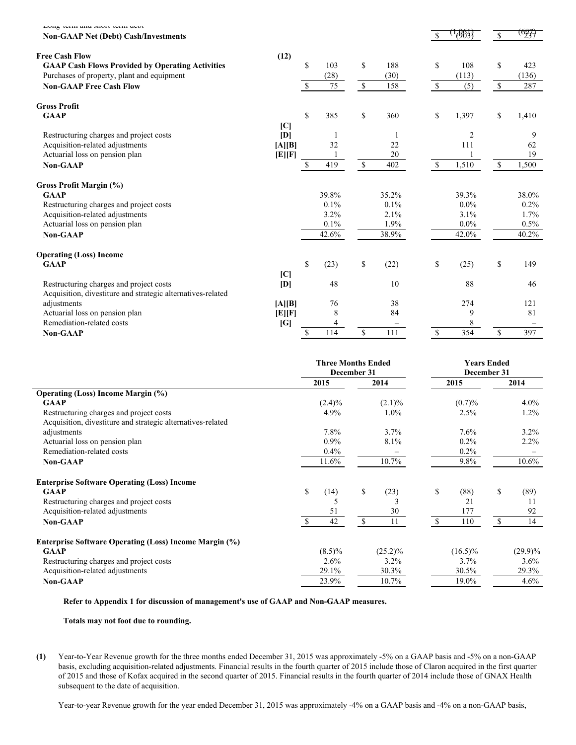| | | Three Months Ended December 31 | | Years Ended December 31 | |
|---|---|---|---|---|---|
| | | 2015 | 2014 | 2015 | 2014 |
| Long-term and short-term debt | | | | $ (1,061) | $ (697) |
| **Non-GAAP Net (Debt) Cash/Investments** | | | | $ (903) | $ 237 |
| **Free Cash Flow** | (12) | | | | |
| **GAAP Cash Flows Provided by Operating Activities** | | $ 103 | $ 188 | $ 108 | $ 423 |
| Purchases of property, plant and equipment | | (28) | (30) | (113) | (136) |
| **Non-GAAP Free Cash Flow** | | $ 75 | $ 158 | $ (5) | $ 287 |
| **Gross Profit** | | | | | |
| **GAAP** | | $ 385 | $ 360 | $ 1,397 | $ 1,410 |
| Restructuring charges and project costs | [C] [D] | 1 | 1 | 2 | 9 |
| Acquisition-related adjustments | [A][B] | 32 | 22 | 111 | 62 |
| Actuarial loss on pension plan | [E][F] | 1 | 20 | 1 | 19 |
| **Non-GAAP** | | $ 419 | $ 402 | $ 1,510 | $ 1,500 |
| **Gross Profit Margin (%)** | | | | | |
| **GAAP** | | 39.8% | 35.2% | 39.3% | 38.0% |
| Restructuring charges and project costs | | 0.1% | 0.1% | 0.0% | 0.2% |
| Acquisition-related adjustments | | 3.2% | 2.1% | 3.1% | 1.7% |
| Actuarial loss on pension plan | | 0.1% | 1.9% | 0.0% | 0.5% |
| **Non-GAAP** | | 42.6% | 38.9% | 42.0% | 40.2% |
| **Operating (Loss) Income** | | | | | |
| **GAAP** | | $ (23) | $ (22) | $ (25) | $ 149 |
| Restructuring charges and project costs | [C] [D] | 48 | 10 | 88 | 46 |
| Acquisition, divestiture and strategic alternatives-related adjustments | [A][B] | 76 | 38 | 274 | 121 |
| Actuarial loss on pension plan | [E][F] | 8 | 84 | 9 | 81 |
| Remediation-related costs | [G] | 4 | – | 8 | – |
| **Non-GAAP** | | $ 114 | $ 111 | $ 354 | $ 397 |

| | Three Months Ended December 31 | | Years Ended December 31 | |
|---|---|---|---|---|
| | 2015 | 2014 | 2015 | 2014 |
| **Operating (Loss) Income Margin (%)** | | | | |
| **GAAP** | (2.4)% | (2.1)% | (0.7)% | 4.0% |
| Restructuring charges and project costs | 4.9% | 1.0% | 2.5% | 1.2% |
| Acquisition, divestiture and strategic alternatives-related adjustments | 7.8% | 3.7% | 7.6% | 3.2% |
| Actuarial loss on pension plan | 0.9% | 8.1% | 0.2% | 2.2% |
| Remediation-related costs | 0.4% | – | 0.2% | – |
| **Non-GAAP** | 11.6% | 10.7% | 9.8% | 10.6% |
| **Enterprise Software Operating (Loss) Income** | | | | |
| **GAAP** | $ (14) | $ (23) | $ (88) | $ (89) |
| Restructuring charges and project costs | 5 | 3 | 21 | 11 |
| Acquisition-related adjustments | 51 | 30 | 177 | 92 |
| **Non-GAAP** | $ 42 | $ 11 | $ 110 | $ 14 |
| **Enterprise Software Operating (Loss) Income Margin (%)** | | | | |
| **GAAP** | (8.5)% | (25.2)% | (16.5)% | (29.9)% |
| Restructuring charges and project costs | 2.6% | 3.2% | 3.7% | 3.6% |
| Acquisition-related adjustments | 29.1% | 30.3% | 30.5% | 29.3% |
| **Non-GAAP** | 23.9% | 10.7% | 19.0% | 4.6% |

**Refer to Appendix 1 for discussion of management's use of GAAP and Non-GAAP measures.**

**Totals may not foot due to rounding.**

**(1)** Year-to-Year Revenue growth for the three months ended December 31, 2015 was approximately -5% on a GAAP basis and -5% on a non-GAAP basis, excluding acquisition-related adjustments. Financial results in the fourth quarter of 2015 include those of Claron acquired in the first quarter of 2015 and those of Kofax acquired in the second quarter of 2015. Financial results in the fourth quarter of 2014 include those of GNAX Health subsequent to the date of acquisition.

Year-to-year Revenue growth for the year ended December 31, 2015 was approximately -4% on a GAAP basis and -4% on a non-GAAP basis,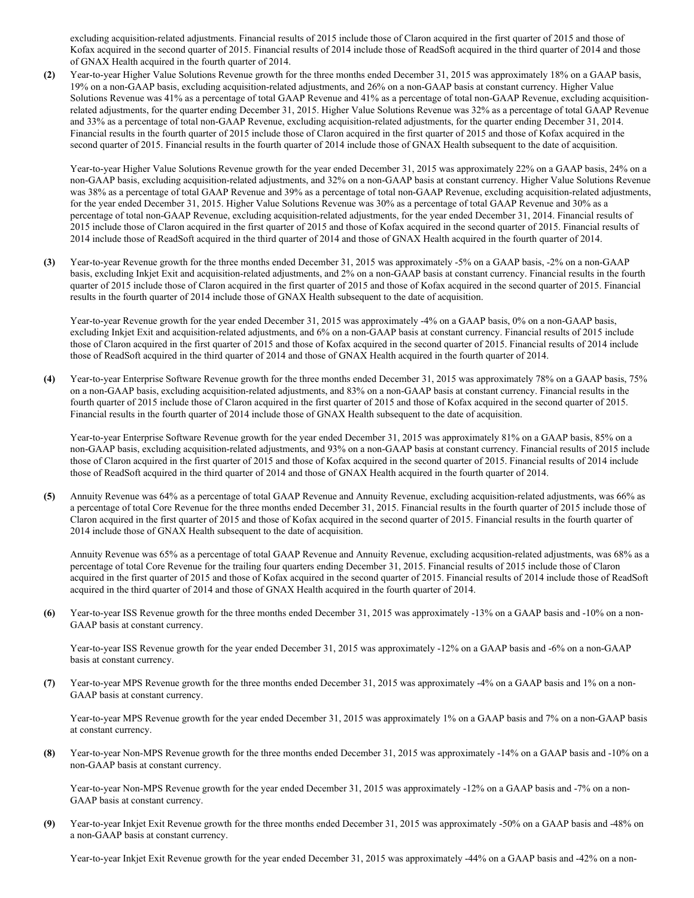excluding acquisition-related adjustments. Financial results of 2015 include those of Claron acquired in the first quarter of 2015 and those of Kofax acquired in the second quarter of 2015. Financial results of 2014 include those of ReadSoft acquired in the third quarter of 2014 and those of GNAX Health acquired in the fourth quarter of 2014.

**(2)** Year-to-year Higher Value Solutions Revenue growth for the three months ended December 31, 2015 was approximately 18% on a GAAP basis, 19% on a non-GAAP basis, excluding acquisition-related adjustments, and 26% on a non-GAAP basis at constant currency. Higher Value Solutions Revenue was 41% as a percentage of total GAAP Revenue and 41% as a percentage of total non-GAAP Revenue, excluding acquisition-related adjustments, for the quarter ending December 31, 2015. Higher Value Solutions Revenue was 32% as a percentage of total GAAP Revenue and 33% as a percentage of total non-GAAP Revenue, excluding acquisition-related adjustments, for the quarter ending December 31, 2014. Financial results in the fourth quarter of 2015 include those of Claron acquired in the first quarter of 2015 and those of Kofax acquired in the second quarter of 2015. Financial results in the fourth quarter of 2014 include those of GNAX Health subsequent to the date of acquisition.

Year-to-year Higher Value Solutions Revenue growth for the year ended December 31, 2015 was approximately 22% on a GAAP basis, 24% on a non-GAAP basis, excluding acquisition-related adjustments, and 32% on a non-GAAP basis at constant currency. Higher Value Solutions Revenue was 38% as a percentage of total GAAP Revenue and 39% as a percentage of total non-GAAP Revenue, excluding acquisition-related adjustments, for the year ended December 31, 2015. Higher Value Solutions Revenue was 30% as a percentage of total GAAP Revenue and 30% as a percentage of total non-GAAP Revenue, excluding acquisition-related adjustments, for the year ended December 31, 2014. Financial results of 2015 include those of Claron acquired in the first quarter of 2015 and those of Kofax acquired in the second quarter of 2015. Financial results of 2014 include those of ReadSoft acquired in the third quarter of 2014 and those of GNAX Health acquired in the fourth quarter of 2014.

**(3)** Year-to-year Revenue growth for the three months ended December 31, 2015 was approximately -5% on a GAAP basis, -2% on a non-GAAP basis, excluding Inkjet Exit and acquisition-related adjustments, and 2% on a non-GAAP basis at constant currency. Financial results in the fourth quarter of 2015 include those of Claron acquired in the first quarter of 2015 and those of Kofax acquired in the second quarter of 2015. Financial results in the fourth quarter of 2014 include those of GNAX Health subsequent to the date of acquisition.

Year-to-year Revenue growth for the year ended December 31, 2015 was approximately -4% on a GAAP basis, 0% on a non-GAAP basis, excluding Inkjet Exit and acquisition-related adjustments, and 6% on a non-GAAP basis at constant currency. Financial results of 2015 include those of Claron acquired in the first quarter of 2015 and those of Kofax acquired in the second quarter of 2015. Financial results of 2014 include those of ReadSoft acquired in the third quarter of 2014 and those of GNAX Health acquired in the fourth quarter of 2014.

**(4)** Year-to-year Enterprise Software Revenue growth for the three months ended December 31, 2015 was approximately 78% on a GAAP basis, 75% on a non-GAAP basis, excluding acquisition-related adjustments, and 83% on a non-GAAP basis at constant currency. Financial results in the fourth quarter of 2015 include those of Claron acquired in the first quarter of 2015 and those of Kofax acquired in the second quarter of 2015. Financial results in the fourth quarter of 2014 include those of GNAX Health subsequent to the date of acquisition.

Year-to-year Enterprise Software Revenue growth for the year ended December 31, 2015 was approximately 81% on a GAAP basis, 85% on a non-GAAP basis, excluding acquisition-related adjustments, and 93% on a non-GAAP basis at constant currency. Financial results of 2015 include those of Claron acquired in the first quarter of 2015 and those of Kofax acquired in the second quarter of 2015. Financial results of 2014 include those of ReadSoft acquired in the third quarter of 2014 and those of GNAX Health acquired in the fourth quarter of 2014.

**(5)** Annuity Revenue was 64% as a percentage of total GAAP Revenue and Annuity Revenue, excluding acquisition-related adjustments, was 66% as a percentage of total Core Revenue for the three months ended December 31, 2015. Financial results in the fourth quarter of 2015 include those of Claron acquired in the first quarter of 2015 and those of Kofax acquired in the second quarter of 2015. Financial results in the fourth quarter of 2014 include those of GNAX Health subsequent to the date of acquisition.

Annuity Revenue was 65% as a percentage of total GAAP Revenue and Annuity Revenue, excluding acqusition-related adjustments, was 68% as a percentage of total Core Revenue for the trailing four quarters ending December 31, 2015. Financial results of 2015 include those of Claron acquired in the first quarter of 2015 and those of Kofax acquired in the second quarter of 2015. Financial results of 2014 include those of ReadSoft acquired in the third quarter of 2014 and those of GNAX Health acquired in the fourth quarter of 2014.

**(6)** Year-to-year ISS Revenue growth for the three months ended December 31, 2015 was approximately -13% on a GAAP basis and -10% on a non-GAAP basis at constant currency.

Year-to-year ISS Revenue growth for the year ended December 31, 2015 was approximately -12% on a GAAP basis and -6% on a non-GAAP basis at constant currency.

**(7)** Year-to-year MPS Revenue growth for the three months ended December 31, 2015 was approximately -4% on a GAAP basis and 1% on a non-GAAP basis at constant currency.

Year-to-year MPS Revenue growth for the year ended December 31, 2015 was approximately 1% on a GAAP basis and 7% on a non-GAAP basis at constant currency.

**(8)** Year-to-year Non-MPS Revenue growth for the three months ended December 31, 2015 was approximately -14% on a GAAP basis and -10% on a non-GAAP basis at constant currency.

Year-to-year Non-MPS Revenue growth for the year ended December 31, 2015 was approximately -12% on a GAAP basis and -7% on a non-GAAP basis at constant currency.

**(9)** Year-to-year Inkjet Exit Revenue growth for the three months ended December 31, 2015 was approximately -50% on a GAAP basis and -48% on a non-GAAP basis at constant currency.

Year-to-year Inkjet Exit Revenue growth for the year ended December 31, 2015 was approximately -44% on a GAAP basis and -42% on a non-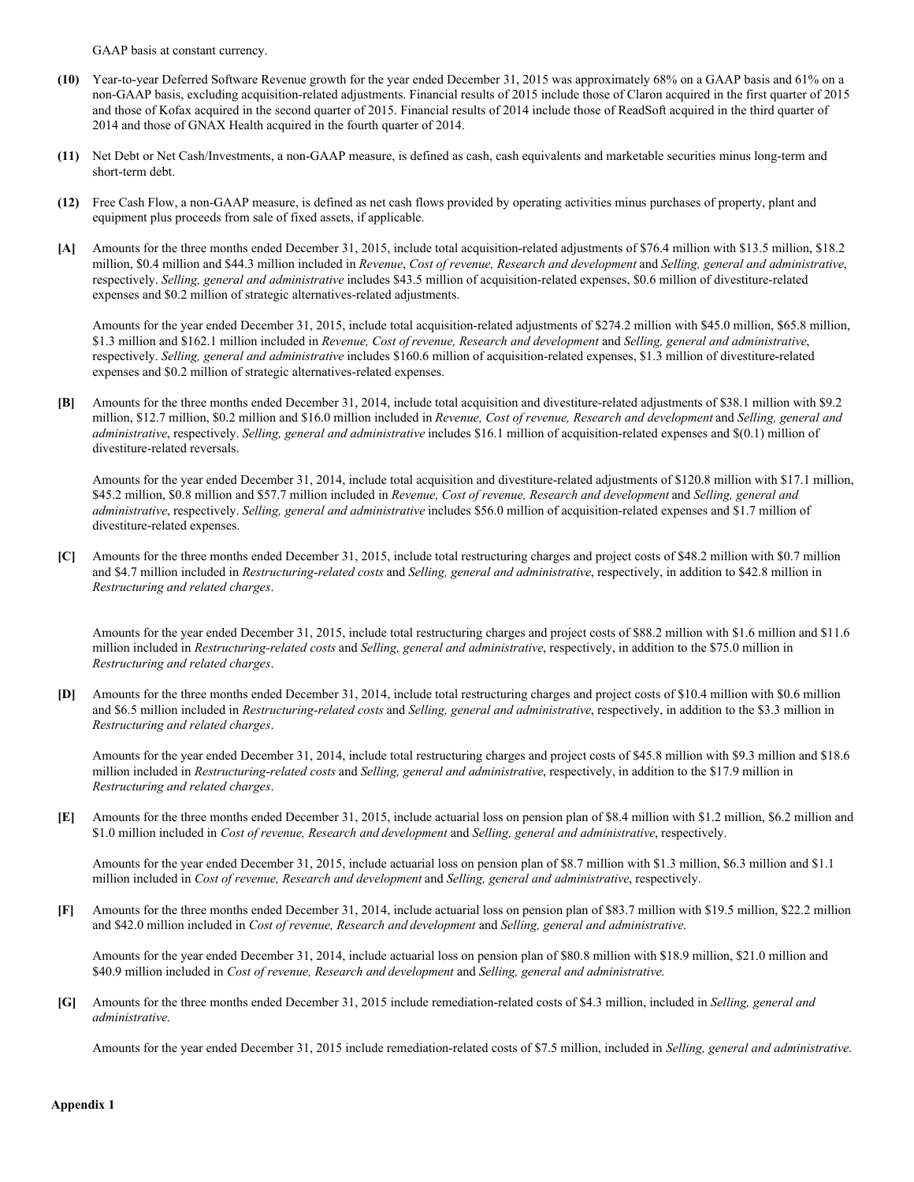GAAP basis at constant currency.

**(10)** Year-to-year Deferred Software Revenue growth for the year ended December 31, 2015 was approximately 68% on a GAAP basis and 61% on a non-GAAP basis, excluding acquisition-related adjustments. Financial results of 2015 include those of Claron acquired in the first quarter of 2015 and those of Kofax acquired in the second quarter of 2015. Financial results of 2014 include those of ReadSoft acquired in the third quarter of 2014 and those of GNAX Health acquired in the fourth quarter of 2014.

**(11)** Net Debt or Net Cash/Investments, a non-GAAP measure, is defined as cash, cash equivalents and marketable securities minus long-term and short-term debt.

**(12)** Free Cash Flow, a non-GAAP measure, is defined as net cash flows provided by operating activities minus purchases of property, plant and equipment plus proceeds from sale of fixed assets, if applicable.

**[A]** Amounts for the three months ended December 31, 2015, include total acquisition-related adjustments of $76.4 million with $13.5 million, $18.2 million, $0.4 million and $44.3 million included in *Revenue*, *Cost of revenue, Research and development* and *Selling, general and administrative*, respectively. *Selling, general and administrative* includes $43.5 million of acquisition-related expenses, $0.6 million of divestiture-related expenses and $0.2 million of strategic alternatives-related adjustments.

Amounts for the year ended December 31, 2015, include total acquisition-related adjustments of $274.2 million with $45.0 million, $65.8 million, $1.3 million and $162.1 million included in *Revenue, Cost of revenue, Research and development* and *Selling, general and administrative*, respectively. *Selling, general and administrative* includes $160.6 million of acquisition-related expenses, $1.3 million of divestiture-related expenses and $0.2 million of strategic alternatives-related expenses.

**[B]** Amounts for the three months ended December 31, 2014, include total acquisition and divestiture-related adjustments of $38.1 million with $9.2 million, $12.7 million, $0.2 million and $16.0 million included in *Revenue, Cost of revenue, Research and development* and *Selling, general and administrative*, respectively. *Selling, general and administrative* includes $16.1 million of acquisition-related expenses and $(0.1) million of divestiture-related reversals.

Amounts for the year ended December 31, 2014, include total acquisition and divestiture-related adjustments of $120.8 million with $17.1 million, $45.2 million, $0.8 million and $57.7 million included in *Revenue, Cost of revenue, Research and development* and *Selling, general and administrative*, respectively. *Selling, general and administrative* includes $56.0 million of acquisition-related expenses and $1.7 million of divestiture-related expenses.

**[C]** Amounts for the three months ended December 31, 2015, include total restructuring charges and project costs of $48.2 million with $0.7 million and $4.7 million included in *Restructuring-related costs* and *Selling, general and administrative*, respectively, in addition to $42.8 million in *Restructuring and related charges*.

Amounts for the year ended December 31, 2015, include total restructuring charges and project costs of $88.2 million with $1.6 million and $11.6 million included in *Restructuring-related costs* and *Selling, general and administrative*, respectively, in addition to the $75.0 million in *Restructuring and related charges*.

**[D]** Amounts for the three months ended December 31, 2014, include total restructuring charges and project costs of $10.4 million with $0.6 million and $6.5 million included in *Restructuring-related costs* and *Selling, general and administrative*, respectively, in addition to the $3.3 million in *Restructuring and related charges*.

Amounts for the year ended December 31, 2014, include total restructuring charges and project costs of $45.8 million with $9.3 million and $18.6 million included in *Restructuring-related costs* and *Selling, general and administrative*, respectively, in addition to the $17.9 million in *Restructuring and related charges*.

**[E]** Amounts for the three months ended December 31, 2015, include actuarial loss on pension plan of $8.4 million with $1.2 million, $6.2 million and $1.0 million included in *Cost of revenue, Research and development* and *Selling, general and administrative*, respectively.

Amounts for the year ended December 31, 2015, include actuarial loss on pension plan of $8.7 million with $1.3 million, $6.3 million and $1.1 million included in *Cost of revenue, Research and development* and *Selling, general and administrative*, respectively.

**[F]** Amounts for the three months ended December 31, 2014, include actuarial loss on pension plan of $83.7 million with $19.5 million, $22.2 million and $42.0 million included in *Cost of revenue, Research and development* and *Selling, general and administrative.*

Amounts for the year ended December 31, 2014, include actuarial loss on pension plan of $80.8 million with $18.9 million, $21.0 million and $40.9 million included in *Cost of revenue, Research and development* and *Selling, general and administrative.*

**[G]** Amounts for the three months ended December 31, 2015 include remediation-related costs of $4.3 million, included in *Selling, general and administrative.*

Amounts for the year ended December 31, 2015 include remediation-related costs of $7.5 million, included in *Selling, general and administrative.*

**Appendix 1**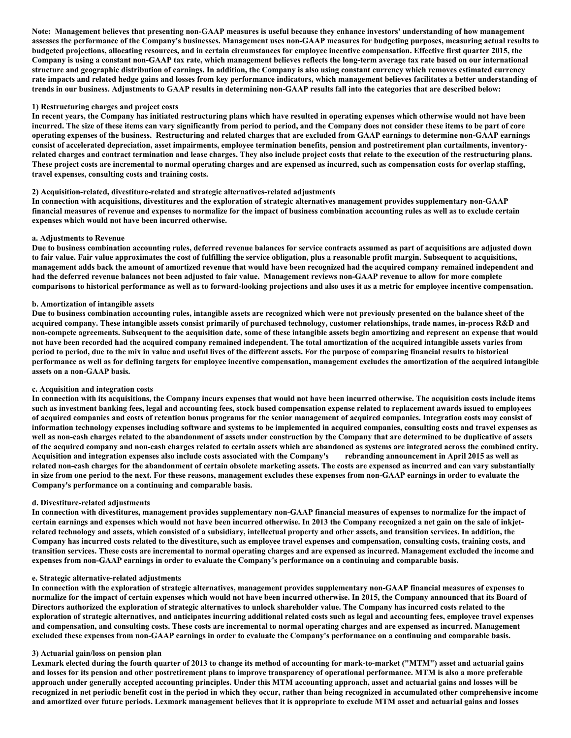**Note: Management believes that presenting non-GAAP measures is useful because they enhance investors' understanding of how management assesses the performance of the Company's businesses. Management uses non-GAAP measures for budgeting purposes, measuring actual results to budgeted projections, allocating resources, and in certain circumstances for employee incentive compensation. Effective first quarter 2015, the Company is using a constant non-GAAP tax rate, which management believes reflects the long-term average tax rate based on our international structure and geographic distribution of earnings. In addition, the Company is also using constant currency which removes estimated currency rate impacts and related hedge gains and losses from key performance indicators, which management believes facilitates a better understanding of trends in our business. Adjustments to GAAP results in determining non-GAAP results fall into the categories that are described below:**

**1) Restructuring charges and project costs**

**In recent years, the Company has initiated restructuring plans which have resulted in operating expenses which otherwise would not have been incurred. The size of these items can vary significantly from period to period, and the Company does not consider these items to be part of core operating expenses of the business. Restructuring and related charges that are excluded from GAAP earnings to determine non-GAAP earnings consist of accelerated depreciation, asset impairments, employee termination benefits, pension and postretirement plan curtailments, inventory-related charges and contract termination and lease charges. They also include project costs that relate to the execution of the restructuring plans. These project costs are incremental to normal operating charges and are expensed as incurred, such as compensation costs for overlap staffing, travel expenses, consulting costs and training costs.**

**2) Acquisition-related, divestiture-related and strategic alternatives-related adjustments**

**In connection with acquisitions, divestitures and the exploration of strategic alternatives management provides supplementary non-GAAP financial measures of revenue and expenses to normalize for the impact of business combination accounting rules as well as to exclude certain expenses which would not have been incurred otherwise.**

**a. Adjustments to Revenue**

**Due to business combination accounting rules, deferred revenue balances for service contracts assumed as part of acquisitions are adjusted down to fair value. Fair value approximates the cost of fulfilling the service obligation, plus a reasonable profit margin. Subsequent to acquisitions, management adds back the amount of amortized revenue that would have been recognized had the acquired company remained independent and had the deferred revenue balances not been adjusted to fair value. Management reviews non-GAAP revenue to allow for more complete comparisons to historical performance as well as to forward-looking projections and also uses it as a metric for employee incentive compensation.**

**b. Amortization of intangible assets**

**Due to business combination accounting rules, intangible assets are recognized which were not previously presented on the balance sheet of the acquired company. These intangible assets consist primarily of purchased technology, customer relationships, trade names, in-process R&D and non-compete agreements. Subsequent to the acquisition date, some of these intangible assets begin amortizing and represent an expense that would not have been recorded had the acquired company remained independent. The total amortization of the acquired intangible assets varies from period to period, due to the mix in value and useful lives of the different assets. For the purpose of comparing financial results to historical performance as well as for defining targets for employee incentive compensation, management excludes the amortization of the acquired intangible assets on a non-GAAP basis.**

**c. Acquisition and integration costs**

**In connection with its acquisitions, the Company incurs expenses that would not have been incurred otherwise. The acquisition costs include items such as investment banking fees, legal and accounting fees, stock based compensation expense related to replacement awards issued to employees of acquired companies and costs of retention bonus programs for the senior management of acquired companies. Integration costs may consist of information technology expenses including software and systems to be implemented in acquired companies, consulting costs and travel expenses as well as non-cash charges related to the abandonment of assets under construction by the Company that are determined to be duplicative of assets of the acquired company and non-cash charges related to certain assets which are abandoned as systems are integrated across the combined entity. Acquisition and integration expenses also include costs associated with the Company's rebranding announcement in April 2015 as well as related non-cash charges for the abandonment of certain obsolete marketing assets. The costs are expensed as incurred and can vary substantially in size from one period to the next. For these reasons, management excludes these expenses from non-GAAP earnings in order to evaluate the Company's performance on a continuing and comparable basis.**

**d. Divestiture-related adjustments**

**In connection with divestitures, management provides supplementary non-GAAP financial measures of expenses to normalize for the impact of certain earnings and expenses which would not have been incurred otherwise. In 2013 the Company recognized a net gain on the sale of inkjet-related technology and assets, which consisted of a subsidiary, intellectual property and other assets, and transition services. In addition, the Company has incurred costs related to the divestiture, such as employee travel expenses and compensation, consulting costs, training costs, and transition services. These costs are incremental to normal operating charges and are expensed as incurred. Management excluded the income and expenses from non-GAAP earnings in order to evaluate the Company's performance on a continuing and comparable basis.**

**e. Strategic alternative-related adjustments**

**In connection with the exploration of strategic alternatives, management provides supplementary non-GAAP financial measures of expenses to normalize for the impact of certain expenses which would not have been incurred otherwise. In 2015, the Company announced that its Board of Directors authorized the exploration of strategic alternatives to unlock shareholder value. The Company has incurred costs related to the exploration of strategic alternatives, and anticipates incurring additional related costs such as legal and accounting fees, employee travel expenses and compensation, and consulting costs. These costs are incremental to normal operating charges and are expensed as incurred. Management excluded these expenses from non-GAAP earnings in order to evaluate the Company's performance on a continuing and comparable basis.**

**3) Actuarial gain/loss on pension plan**

**Lexmark elected during the fourth quarter of 2013 to change its method of accounting for mark-to-market ("MTM") asset and actuarial gains and losses for its pension and other postretirement plans to improve transparency of operational performance. MTM is also a more preferable approach under generally accepted accounting principles. Under this MTM accounting approach, asset and actuarial gains and losses will be recognized in net periodic benefit cost in the period in which they occur, rather than being recognized in accumulated other comprehensive income and amortized over future periods. Lexmark management believes that it is appropriate to exclude MTM asset and actuarial gains and losses**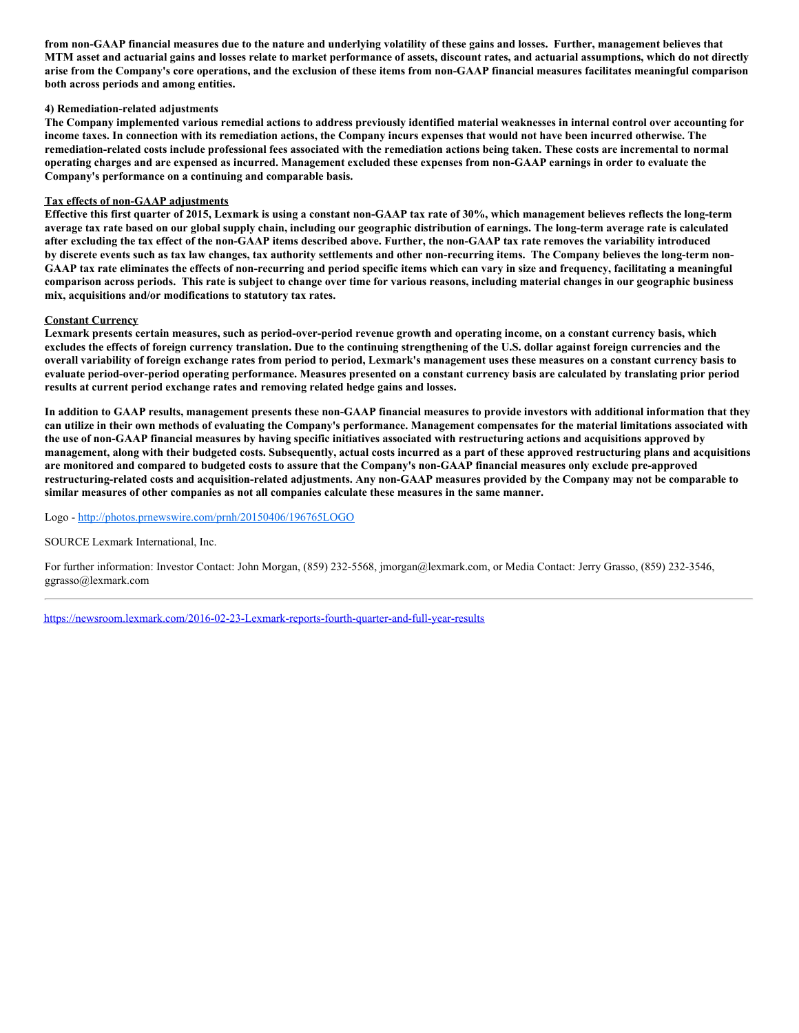**from non-GAAP financial measures due to the nature and underlying volatility of these gains and losses. Further, management believes that MTM asset and actuarial gains and losses relate to market performance of assets, discount rates, and actuarial assumptions, which do not directly arise from the Company's core operations, and the exclusion of these items from non-GAAP financial measures facilitates meaningful comparison both across periods and among entities.**

**4) Remediation-related adjustments**

**The Company implemented various remedial actions to address previously identified material weaknesses in internal control over accounting for income taxes. In connection with its remediation actions, the Company incurs expenses that would not have been incurred otherwise. The remediation-related costs include professional fees associated with the remediation actions being taken. These costs are incremental to normal operating charges and are expensed as incurred. Management excluded these expenses from non-GAAP earnings in order to evaluate the Company's performance on a continuing and comparable basis.**

**Tax effects of non-GAAP adjustments**

**Effective this first quarter of 2015, Lexmark is using a constant non-GAAP tax rate of 30%, which management believes reflects the long-term average tax rate based on our global supply chain, including our geographic distribution of earnings. The long-term average rate is calculated after excluding the tax effect of the non-GAAP items described above. Further, the non-GAAP tax rate removes the variability introduced by discrete events such as tax law changes, tax authority settlements and other non-recurring items. The Company believes the long-term non-GAAP tax rate eliminates the effects of non-recurring and period specific items which can vary in size and frequency, facilitating a meaningful comparison across periods. This rate is subject to change over time for various reasons, including material changes in our geographic business mix, acquisitions and/or modifications to statutory tax rates.**

**Constant Currency**

**Lexmark presents certain measures, such as period-over-period revenue growth and operating income, on a constant currency basis, which excludes the effects of foreign currency translation. Due to the continuing strengthening of the U.S. dollar against foreign currencies and the overall variability of foreign exchange rates from period to period, Lexmark's management uses these measures on a constant currency basis to evaluate period-over-period operating performance. Measures presented on a constant currency basis are calculated by translating prior period results at current period exchange rates and removing related hedge gains and losses.**

**In addition to GAAP results, management presents these non-GAAP financial measures to provide investors with additional information that they can utilize in their own methods of evaluating the Company's performance. Management compensates for the material limitations associated with the use of non-GAAP financial measures by having specific initiatives associated with restructuring actions and acquisitions approved by management, along with their budgeted costs. Subsequently, actual costs incurred as a part of these approved restructuring plans and acquisitions are monitored and compared to budgeted costs to assure that the Company's non-GAAP financial measures only exclude pre-approved restructuring-related costs and acquisition-related adjustments. Any non-GAAP measures provided by the Company may not be comparable to similar measures of other companies as not all companies calculate these measures in the same manner.**

Logo - http://photos.prnewswire.com/prnh/20150406/196765LOGO

SOURCE Lexmark International, Inc.

For further information: Investor Contact: John Morgan, (859) 232-5568, jmorgan@lexmark.com, or Media Contact: Jerry Grasso, (859) 232-3546, ggrasso@lexmark.com

---

https://newsroom.lexmark.com/2016-02-23-Lexmark-reports-fourth-quarter-and-full-year-results